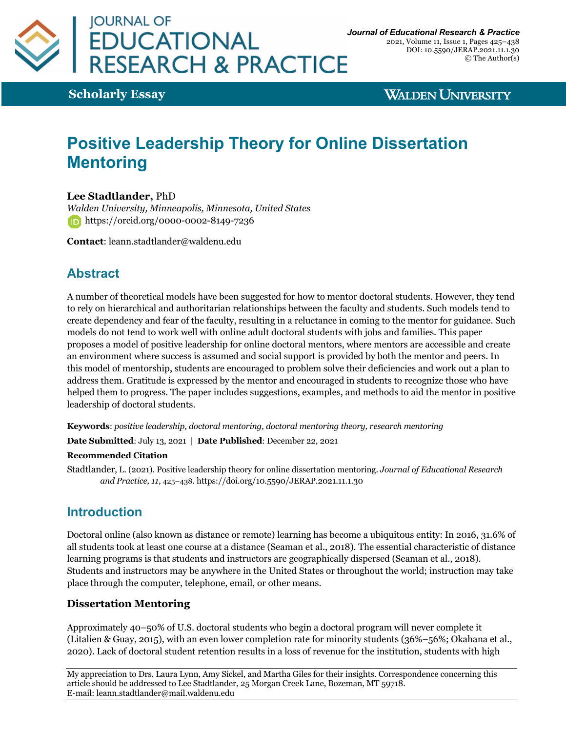# Positive Leadership Theory for Online Dissertation Mentoring

**Lee Stadtlander,** PhD

*Walden University, Minneapolis, Minnesota, United States*

https://orcid.org/0000-0002-8149-7236

**Contact**: leann.stadtlander@waldenu.edu

**Scholarly Essay**

## Abstract

A number of theoretical models have been suggested for how to mentor doctoral students. However, they tend to rely on hierarchical and authoritarian relationships between the faculty and students. Such models tend to create dependency and fear of the faculty, resulting in a reluctance in coming to the mentor for guidance. Such models do not tend to work well with online adult doctoral students with jobs and families. This paper proposes a model of positive leadership for online doctoral mentors, where mentors are accessible and create an environment where success is assumed and social support is provided by both the mentor and peers. In this model of mentorship, students are encouraged to problem solve their deficiencies and work out a plan to address them. Gratitude is expressed by the mentor and encouraged in students to recognize those who have helped them to progress. The paper includes suggestions, examples, and methods to aid the mentor in positive leadership of doctoral students.

**Keywords**: *positive leadership, doctoral mentoring, doctoral mentoring theory, research mentoring*

**Date Submitted**: July 13, 2021 | **Date Published**: December 22, 2021

**Recommended Citation**

Stadtlander, L. (2021). Positive leadership theory for online dissertation mentoring. *Journal of Educational Research and Practice, 11*, 425–438. https://doi.org/10.5590/JERAP.2021.11.1.30

## Introduction

Doctoral online (also known as distance or remote) learning has become a ubiquitous entity: In 2016, 31.6% of all students took at least one course at a distance (Seaman et al., 2018). The essential characteristic of distance learning programs is that students and instructors are geographically dispersed (Seaman et al., 2018). Students and instructors may be anywhere in the United States or throughout the world; instruction may take place through the computer, telephone, email, or other means.

### Dissertation Mentoring

Approximately 40–50% of U.S. doctoral students who begin a doctoral program will never complete it (Litalien & Guay, 2015), with an even lower completion rate for minority students (36%–56%; Okahana et al., 2020). Lack of doctoral student retention results in a loss of revenue for the institution, students with high

---

My appreciation to Drs. Laura Lynn, Amy Sickel, and Martha Giles for their insights. Correspondence concerning this article should be addressed to Lee Stadtlander, 25 Morgan Creek Lane, Bozeman, MT 59718.
E-mail: leann.stadtlander@mail.waldenu.edu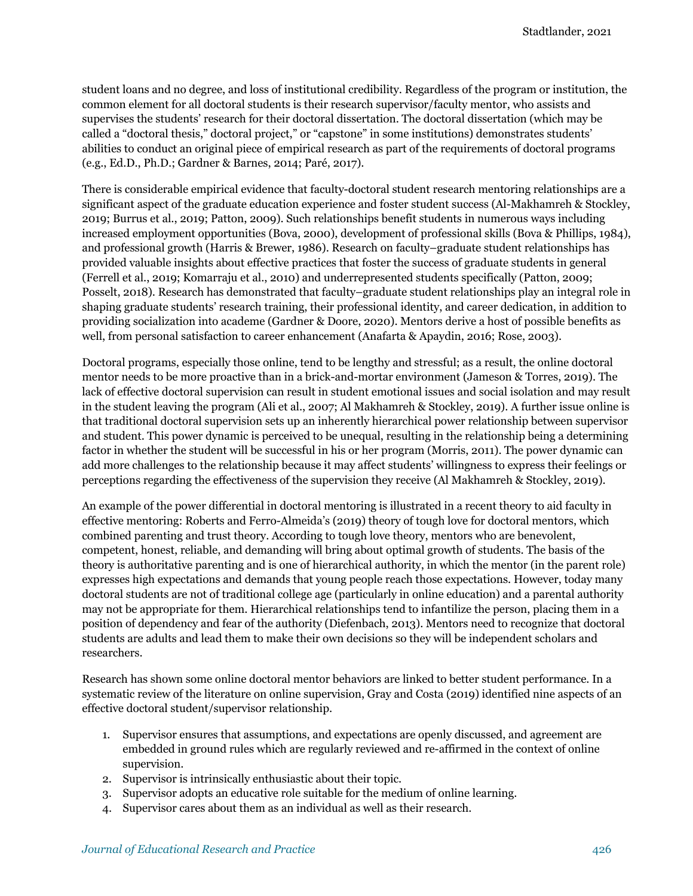student loans and no degree, and loss of institutional credibility. Regardless of the program or institution, the common element for all doctoral students is their research supervisor/faculty mentor, who assists and supervises the students' research for their doctoral dissertation. The doctoral dissertation (which may be called a "doctoral thesis," doctoral project," or "capstone" in some institutions) demonstrates students' abilities to conduct an original piece of empirical research as part of the requirements of doctoral programs (e.g., Ed.D., Ph.D.; Gardner & Barnes, 2014; Paré, 2017).

There is considerable empirical evidence that faculty-doctoral student research mentoring relationships are a significant aspect of the graduate education experience and foster student success (Al-Makhamreh & Stockley, 2019; Burrus et al., 2019; Patton, 2009). Such relationships benefit students in numerous ways including increased employment opportunities (Bova, 2000), development of professional skills (Bova & Phillips, 1984), and professional growth (Harris & Brewer, 1986). Research on faculty–graduate student relationships has provided valuable insights about effective practices that foster the success of graduate students in general (Ferrell et al., 2019; Komarraju et al., 2010) and underrepresented students specifically (Patton, 2009; Posselt, 2018). Research has demonstrated that faculty–graduate student relationships play an integral role in shaping graduate students' research training, their professional identity, and career dedication, in addition to providing socialization into academe (Gardner & Doore, 2020). Mentors derive a host of possible benefits as well, from personal satisfaction to career enhancement (Anafarta & Apaydin, 2016; Rose, 2003).

Doctoral programs, especially those online, tend to be lengthy and stressful; as a result, the online doctoral mentor needs to be more proactive than in a brick-and-mortar environment (Jameson & Torres, 2019). The lack of effective doctoral supervision can result in student emotional issues and social isolation and may result in the student leaving the program (Ali et al., 2007; Al Makhamreh & Stockley, 2019). A further issue online is that traditional doctoral supervision sets up an inherently hierarchical power relationship between supervisor and student. This power dynamic is perceived to be unequal, resulting in the relationship being a determining factor in whether the student will be successful in his or her program (Morris, 2011). The power dynamic can add more challenges to the relationship because it may affect students' willingness to express their feelings or perceptions regarding the effectiveness of the supervision they receive (Al Makhamreh & Stockley, 2019).

An example of the power differential in doctoral mentoring is illustrated in a recent theory to aid faculty in effective mentoring: Roberts and Ferro-Almeida's (2019) theory of tough love for doctoral mentors, which combined parenting and trust theory. According to tough love theory, mentors who are benevolent, competent, honest, reliable, and demanding will bring about optimal growth of students. The basis of the theory is authoritative parenting and is one of hierarchical authority, in which the mentor (in the parent role) expresses high expectations and demands that young people reach those expectations. However, today many doctoral students are not of traditional college age (particularly in online education) and a parental authority may not be appropriate for them. Hierarchical relationships tend to infantilize the person, placing them in a position of dependency and fear of the authority (Diefenbach, 2013). Mentors need to recognize that doctoral students are adults and lead them to make their own decisions so they will be independent scholars and researchers.

Research has shown some online doctoral mentor behaviors are linked to better student performance. In a systematic review of the literature on online supervision, Gray and Costa (2019) identified nine aspects of an effective doctoral student/supervisor relationship.

1. Supervisor ensures that assumptions, and expectations are openly discussed, and agreement are embedded in ground rules which are regularly reviewed and re-affirmed in the context of online supervision.
2. Supervisor is intrinsically enthusiastic about their topic.
3. Supervisor adopts an educative role suitable for the medium of online learning.
4. Supervisor cares about them as an individual as well as their research.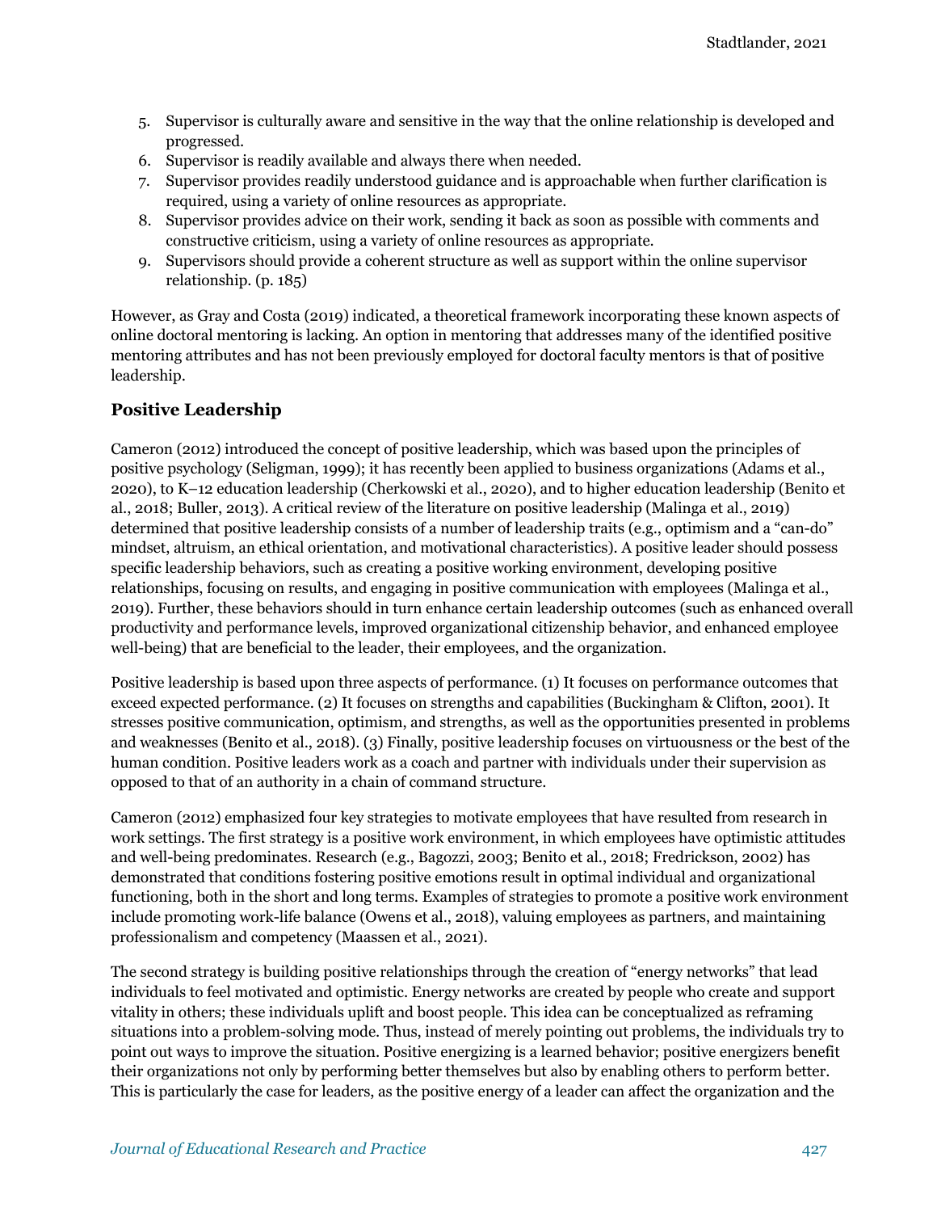5. Supervisor is culturally aware and sensitive in the way that the online relationship is developed and progressed.
6. Supervisor is readily available and always there when needed.
7. Supervisor provides readily understood guidance and is approachable when further clarification is required, using a variety of online resources as appropriate.
8. Supervisor provides advice on their work, sending it back as soon as possible with comments and constructive criticism, using a variety of online resources as appropriate.
9. Supervisors should provide a coherent structure as well as support within the online supervisor relationship. (p. 185)

However, as Gray and Costa (2019) indicated, a theoretical framework incorporating these known aspects of online doctoral mentoring is lacking. An option in mentoring that addresses many of the identified positive mentoring attributes and has not been previously employed for doctoral faculty mentors is that of positive leadership.

## Positive Leadership

Cameron (2012) introduced the concept of positive leadership, which was based upon the principles of positive psychology (Seligman, 1999); it has recently been applied to business organizations (Adams et al., 2020), to K–12 education leadership (Cherkowski et al., 2020), and to higher education leadership (Benito et al., 2018; Buller, 2013). A critical review of the literature on positive leadership (Malinga et al., 2019) determined that positive leadership consists of a number of leadership traits (e.g., optimism and a "can-do" mindset, altruism, an ethical orientation, and motivational characteristics). A positive leader should possess specific leadership behaviors, such as creating a positive working environment, developing positive relationships, focusing on results, and engaging in positive communication with employees (Malinga et al., 2019). Further, these behaviors should in turn enhance certain leadership outcomes (such as enhanced overall productivity and performance levels, improved organizational citizenship behavior, and enhanced employee well-being) that are beneficial to the leader, their employees, and the organization.

Positive leadership is based upon three aspects of performance. (1) It focuses on performance outcomes that exceed expected performance. (2) It focuses on strengths and capabilities (Buckingham & Clifton, 2001). It stresses positive communication, optimism, and strengths, as well as the opportunities presented in problems and weaknesses (Benito et al., 2018). (3) Finally, positive leadership focuses on virtuousness or the best of the human condition. Positive leaders work as a coach and partner with individuals under their supervision as opposed to that of an authority in a chain of command structure.

Cameron (2012) emphasized four key strategies to motivate employees that have resulted from research in work settings. The first strategy is a positive work environment, in which employees have optimistic attitudes and well-being predominates. Research (e.g., Bagozzi, 2003; Benito et al., 2018; Fredrickson, 2002) has demonstrated that conditions fostering positive emotions result in optimal individual and organizational functioning, both in the short and long terms. Examples of strategies to promote a positive work environment include promoting work-life balance (Owens et al., 2018), valuing employees as partners, and maintaining professionalism and competency (Maassen et al., 2021).

The second strategy is building positive relationships through the creation of "energy networks" that lead individuals to feel motivated and optimistic. Energy networks are created by people who create and support vitality in others; these individuals uplift and boost people. This idea can be conceptualized as reframing situations into a problem-solving mode. Thus, instead of merely pointing out problems, the individuals try to point out ways to improve the situation. Positive energizing is a learned behavior; positive energizers benefit their organizations not only by performing better themselves but also by enabling others to perform better. This is particularly the case for leaders, as the positive energy of a leader can affect the organization and the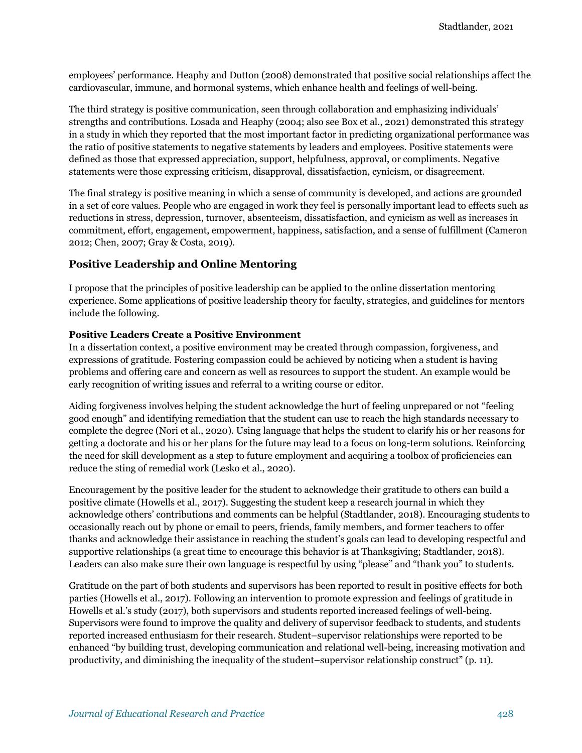employees' performance. Heaphy and Dutton (2008) demonstrated that positive social relationships affect the cardiovascular, immune, and hormonal systems, which enhance health and feelings of well-being.

The third strategy is positive communication, seen through collaboration and emphasizing individuals' strengths and contributions. Losada and Heaphy (2004; also see Box et al., 2021) demonstrated this strategy in a study in which they reported that the most important factor in predicting organizational performance was the ratio of positive statements to negative statements by leaders and employees. Positive statements were defined as those that expressed appreciation, support, helpfulness, approval, or compliments. Negative statements were those expressing criticism, disapproval, dissatisfaction, cynicism, or disagreement.

The final strategy is positive meaning in which a sense of community is developed, and actions are grounded in a set of core values. People who are engaged in work they feel is personally important lead to effects such as reductions in stress, depression, turnover, absenteeism, dissatisfaction, and cynicism as well as increases in commitment, effort, engagement, empowerment, happiness, satisfaction, and a sense of fulfillment (Cameron 2012; Chen, 2007; Gray & Costa, 2019).

## Positive Leadership and Online Mentoring

I propose that the principles of positive leadership can be applied to the online dissertation mentoring experience. Some applications of positive leadership theory for faculty, strategies, and guidelines for mentors include the following.

### Positive Leaders Create a Positive Environment

In a dissertation context, a positive environment may be created through compassion, forgiveness, and expressions of gratitude. Fostering compassion could be achieved by noticing when a student is having problems and offering care and concern as well as resources to support the student. An example would be early recognition of writing issues and referral to a writing course or editor.

Aiding forgiveness involves helping the student acknowledge the hurt of feeling unprepared or not "feeling good enough" and identifying remediation that the student can use to reach the high standards necessary to complete the degree (Nori et al., 2020). Using language that helps the student to clarify his or her reasons for getting a doctorate and his or her plans for the future may lead to a focus on long-term solutions. Reinforcing the need for skill development as a step to future employment and acquiring a toolbox of proficiencies can reduce the sting of remedial work (Lesko et al., 2020).

Encouragement by the positive leader for the student to acknowledge their gratitude to others can build a positive climate (Howells et al., 2017). Suggesting the student keep a research journal in which they acknowledge others' contributions and comments can be helpful (Stadtlander, 2018). Encouraging students to occasionally reach out by phone or email to peers, friends, family members, and former teachers to offer thanks and acknowledge their assistance in reaching the student's goals can lead to developing respectful and supportive relationships (a great time to encourage this behavior is at Thanksgiving; Stadtlander, 2018). Leaders can also make sure their own language is respectful by using "please" and "thank you" to students.

Gratitude on the part of both students and supervisors has been reported to result in positive effects for both parties (Howells et al., 2017). Following an intervention to promote expression and feelings of gratitude in Howells et al.'s study (2017), both supervisors and students reported increased feelings of well-being. Supervisors were found to improve the quality and delivery of supervisor feedback to students, and students reported increased enthusiasm for their research. Student–supervisor relationships were reported to be enhanced "by building trust, developing communication and relational well-being, increasing motivation and productivity, and diminishing the inequality of the student–supervisor relationship construct" (p. 11).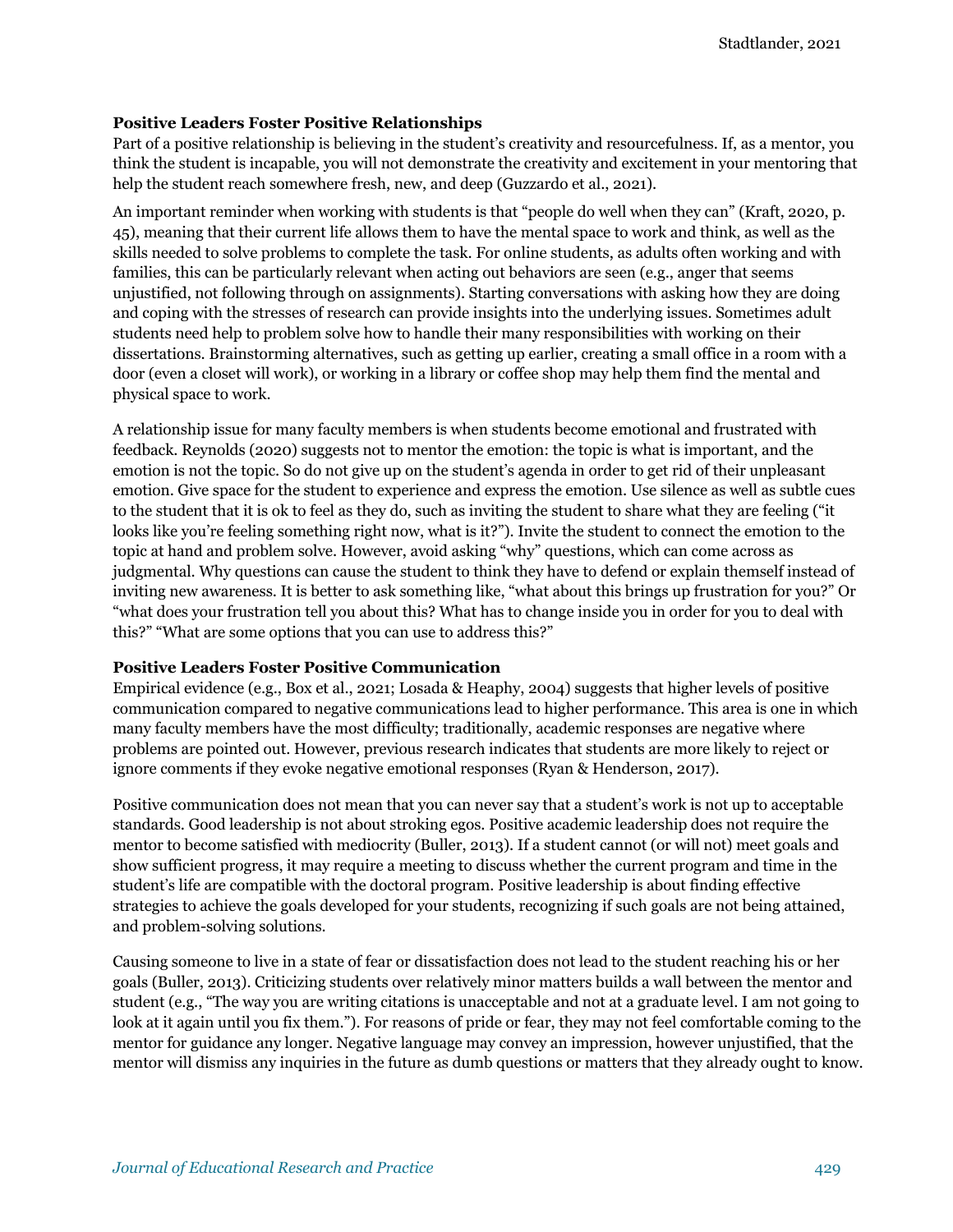**Positive Leaders Foster Positive Relationships**

Part of a positive relationship is believing in the student's creativity and resourcefulness. If, as a mentor, you think the student is incapable, you will not demonstrate the creativity and excitement in your mentoring that help the student reach somewhere fresh, new, and deep (Guzzardo et al., 2021).

An important reminder when working with students is that "people do well when they can" (Kraft, 2020, p. 45), meaning that their current life allows them to have the mental space to work and think, as well as the skills needed to solve problems to complete the task. For online students, as adults often working and with families, this can be particularly relevant when acting out behaviors are seen (e.g., anger that seems unjustified, not following through on assignments). Starting conversations with asking how they are doing and coping with the stresses of research can provide insights into the underlying issues. Sometimes adult students need help to problem solve how to handle their many responsibilities with working on their dissertations. Brainstorming alternatives, such as getting up earlier, creating a small office in a room with a door (even a closet will work), or working in a library or coffee shop may help them find the mental and physical space to work.

A relationship issue for many faculty members is when students become emotional and frustrated with feedback. Reynolds (2020) suggests not to mentor the emotion: the topic is what is important, and the emotion is not the topic. So do not give up on the student's agenda in order to get rid of their unpleasant emotion. Give space for the student to experience and express the emotion. Use silence as well as subtle cues to the student that it is ok to feel as they do, such as inviting the student to share what they are feeling ("it looks like you're feeling something right now, what is it?"). Invite the student to connect the emotion to the topic at hand and problem solve. However, avoid asking "why" questions, which can come across as judgmental. Why questions can cause the student to think they have to defend or explain themself instead of inviting new awareness. It is better to ask something like, "what about this brings up frustration for you?" Or "what does your frustration tell you about this? What has to change inside you in order for you to deal with this?" "What are some options that you can use to address this?"

**Positive Leaders Foster Positive Communication**

Empirical evidence (e.g., Box et al., 2021; Losada & Heaphy, 2004) suggests that higher levels of positive communication compared to negative communications lead to higher performance. This area is one in which many faculty members have the most difficulty; traditionally, academic responses are negative where problems are pointed out. However, previous research indicates that students are more likely to reject or ignore comments if they evoke negative emotional responses (Ryan & Henderson, 2017).

Positive communication does not mean that you can never say that a student's work is not up to acceptable standards. Good leadership is not about stroking egos. Positive academic leadership does not require the mentor to become satisfied with mediocrity (Buller, 2013). If a student cannot (or will not) meet goals and show sufficient progress, it may require a meeting to discuss whether the current program and time in the student's life are compatible with the doctoral program. Positive leadership is about finding effective strategies to achieve the goals developed for your students, recognizing if such goals are not being attained, and problem-solving solutions.

Causing someone to live in a state of fear or dissatisfaction does not lead to the student reaching his or her goals (Buller, 2013). Criticizing students over relatively minor matters builds a wall between the mentor and student (e.g., "The way you are writing citations is unacceptable and not at a graduate level. I am not going to look at it again until you fix them."). For reasons of pride or fear, they may not feel comfortable coming to the mentor for guidance any longer. Negative language may convey an impression, however unjustified, that the mentor will dismiss any inquiries in the future as dumb questions or matters that they already ought to know.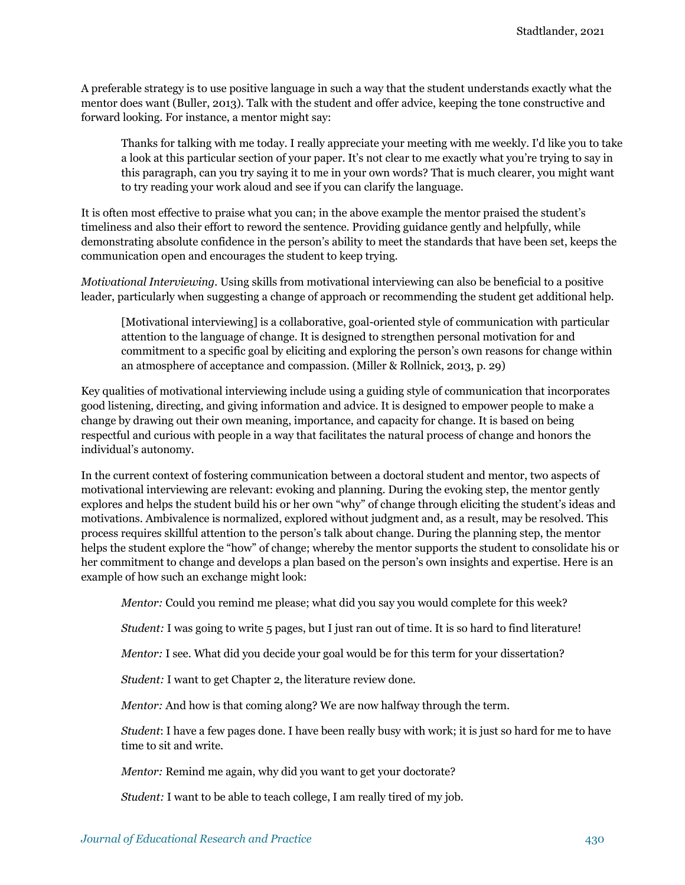A preferable strategy is to use positive language in such a way that the student understands exactly what the mentor does want (Buller, 2013). Talk with the student and offer advice, keeping the tone constructive and forward looking. For instance, a mentor might say:

> Thanks for talking with me today. I really appreciate your meeting with me weekly. I'd like you to take a look at this particular section of your paper. It's not clear to me exactly what you're trying to say in this paragraph, can you try saying it to me in your own words? That is much clearer, you might want to try reading your work aloud and see if you can clarify the language.

It is often most effective to praise what you can; in the above example the mentor praised the student's timeliness and also their effort to reword the sentence. Providing guidance gently and helpfully, while demonstrating absolute confidence in the person's ability to meet the standards that have been set, keeps the communication open and encourages the student to keep trying.

*Motivational Interviewing.* Using skills from motivational interviewing can also be beneficial to a positive leader, particularly when suggesting a change of approach or recommending the student get additional help.

> [Motivational interviewing] is a collaborative, goal-oriented style of communication with particular attention to the language of change. It is designed to strengthen personal motivation for and commitment to a specific goal by eliciting and exploring the person's own reasons for change within an atmosphere of acceptance and compassion. (Miller & Rollnick, 2013, p. 29)

Key qualities of motivational interviewing include using a guiding style of communication that incorporates good listening, directing, and giving information and advice. It is designed to empower people to make a change by drawing out their own meaning, importance, and capacity for change. It is based on being respectful and curious with people in a way that facilitates the natural process of change and honors the individual's autonomy.

In the current context of fostering communication between a doctoral student and mentor, two aspects of motivational interviewing are relevant: evoking and planning. During the evoking step, the mentor gently explores and helps the student build his or her own "why" of change through eliciting the student's ideas and motivations. Ambivalence is normalized, explored without judgment and, as a result, may be resolved. This process requires skillful attention to the person's talk about change. During the planning step, the mentor helps the student explore the "how" of change; whereby the mentor supports the student to consolidate his or her commitment to change and develops a plan based on the person's own insights and expertise. Here is an example of how such an exchange might look:

> *Mentor:* Could you remind me please; what did you say you would complete for this week?
>
> *Student:* I was going to write 5 pages, but I just ran out of time. It is so hard to find literature!
>
> *Mentor:* I see. What did you decide your goal would be for this term for your dissertation?
>
> *Student:* I want to get Chapter 2, the literature review done.
>
> *Mentor:* And how is that coming along? We are now halfway through the term.
>
> *Student*: I have a few pages done. I have been really busy with work; it is just so hard for me to have time to sit and write.
>
> *Mentor:* Remind me again, why did you want to get your doctorate?
>
> *Student:* I want to be able to teach college, I am really tired of my job.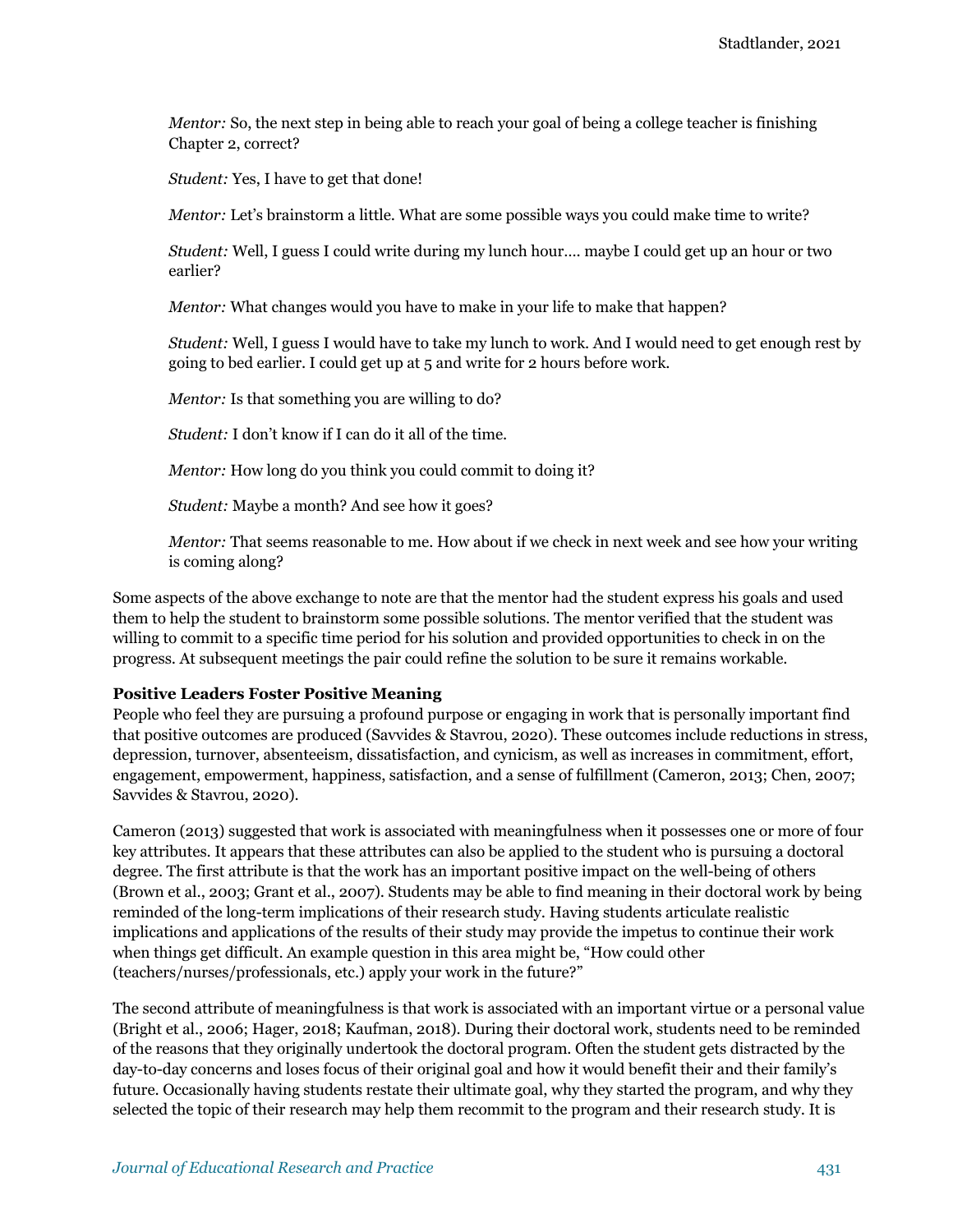*Mentor:* So, the next step in being able to reach your goal of being a college teacher is finishing Chapter 2, correct?

*Student:* Yes, I have to get that done!

*Mentor:* Let's brainstorm a little. What are some possible ways you could make time to write?

*Student:* Well, I guess I could write during my lunch hour…. maybe I could get up an hour or two earlier?

*Mentor:* What changes would you have to make in your life to make that happen?

*Student:* Well, I guess I would have to take my lunch to work. And I would need to get enough rest by going to bed earlier. I could get up at 5 and write for 2 hours before work.

*Mentor:* Is that something you are willing to do?

*Student:* I don't know if I can do it all of the time.

*Mentor:* How long do you think you could commit to doing it?

*Student:* Maybe a month? And see how it goes?

*Mentor:* That seems reasonable to me. How about if we check in next week and see how your writing is coming along?

Some aspects of the above exchange to note are that the mentor had the student express his goals and used them to help the student to brainstorm some possible solutions. The mentor verified that the student was willing to commit to a specific time period for his solution and provided opportunities to check in on the progress. At subsequent meetings the pair could refine the solution to be sure it remains workable.

**Positive Leaders Foster Positive Meaning**

People who feel they are pursuing a profound purpose or engaging in work that is personally important find that positive outcomes are produced (Savvides & Stavrou, 2020). These outcomes include reductions in stress, depression, turnover, absenteeism, dissatisfaction, and cynicism, as well as increases in commitment, effort, engagement, empowerment, happiness, satisfaction, and a sense of fulfillment (Cameron, 2013; Chen, 2007; Savvides & Stavrou, 2020).

Cameron (2013) suggested that work is associated with meaningfulness when it possesses one or more of four key attributes. It appears that these attributes can also be applied to the student who is pursuing a doctoral degree. The first attribute is that the work has an important positive impact on the well-being of others (Brown et al., 2003; Grant et al., 2007). Students may be able to find meaning in their doctoral work by being reminded of the long-term implications of their research study. Having students articulate realistic implications and applications of the results of their study may provide the impetus to continue their work when things get difficult. An example question in this area might be, "How could other (teachers/nurses/professionals, etc.) apply your work in the future?"

The second attribute of meaningfulness is that work is associated with an important virtue or a personal value (Bright et al., 2006; Hager, 2018; Kaufman, 2018). During their doctoral work, students need to be reminded of the reasons that they originally undertook the doctoral program. Often the student gets distracted by the day-to-day concerns and loses focus of their original goal and how it would benefit their and their family's future. Occasionally having students restate their ultimate goal, why they started the program, and why they selected the topic of their research may help them recommit to the program and their research study. It is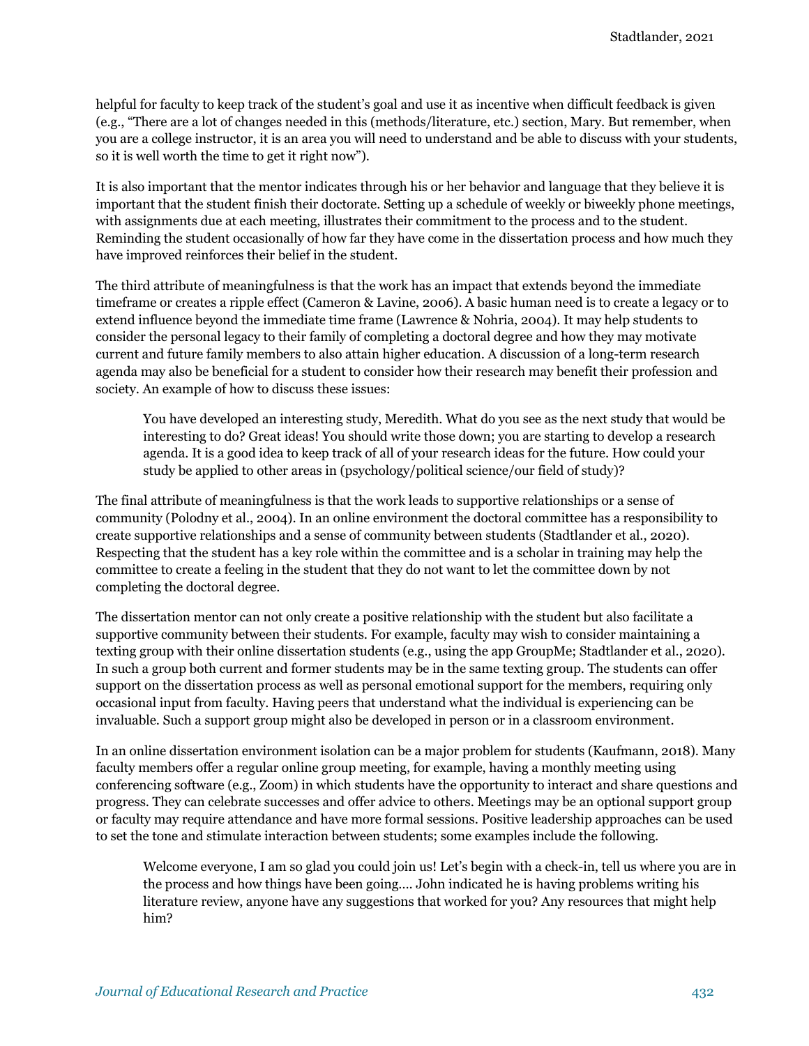helpful for faculty to keep track of the student's goal and use it as incentive when difficult feedback is given (e.g., "There are a lot of changes needed in this (methods/literature, etc.) section, Mary. But remember, when you are a college instructor, it is an area you will need to understand and be able to discuss with your students, so it is well worth the time to get it right now").

It is also important that the mentor indicates through his or her behavior and language that they believe it is important that the student finish their doctorate. Setting up a schedule of weekly or biweekly phone meetings, with assignments due at each meeting, illustrates their commitment to the process and to the student. Reminding the student occasionally of how far they have come in the dissertation process and how much they have improved reinforces their belief in the student.

The third attribute of meaningfulness is that the work has an impact that extends beyond the immediate timeframe or creates a ripple effect (Cameron & Lavine, 2006). A basic human need is to create a legacy or to extend influence beyond the immediate time frame (Lawrence & Nohria, 2004). It may help students to consider the personal legacy to their family of completing a doctoral degree and how they may motivate current and future family members to also attain higher education. A discussion of a long-term research agenda may also be beneficial for a student to consider how their research may benefit their profession and society. An example of how to discuss these issues:

> You have developed an interesting study, Meredith. What do you see as the next study that would be interesting to do? Great ideas! You should write those down; you are starting to develop a research agenda. It is a good idea to keep track of all of your research ideas for the future. How could your study be applied to other areas in (psychology/political science/our field of study)?

The final attribute of meaningfulness is that the work leads to supportive relationships or a sense of community (Polodny et al., 2004). In an online environment the doctoral committee has a responsibility to create supportive relationships and a sense of community between students (Stadtlander et al., 2020). Respecting that the student has a key role within the committee and is a scholar in training may help the committee to create a feeling in the student that they do not want to let the committee down by not completing the doctoral degree.

The dissertation mentor can not only create a positive relationship with the student but also facilitate a supportive community between their students. For example, faculty may wish to consider maintaining a texting group with their online dissertation students (e.g., using the app GroupMe; Stadtlander et al., 2020). In such a group both current and former students may be in the same texting group. The students can offer support on the dissertation process as well as personal emotional support for the members, requiring only occasional input from faculty. Having peers that understand what the individual is experiencing can be invaluable. Such a support group might also be developed in person or in a classroom environment.

In an online dissertation environment isolation can be a major problem for students (Kaufmann, 2018). Many faculty members offer a regular online group meeting, for example, having a monthly meeting using conferencing software (e.g., Zoom) in which students have the opportunity to interact and share questions and progress. They can celebrate successes and offer advice to others. Meetings may be an optional support group or faculty may require attendance and have more formal sessions. Positive leadership approaches can be used to set the tone and stimulate interaction between students; some examples include the following.

> Welcome everyone, I am so glad you could join us! Let's begin with a check-in, tell us where you are in the process and how things have been going…. John indicated he is having problems writing his literature review, anyone have any suggestions that worked for you? Any resources that might help him?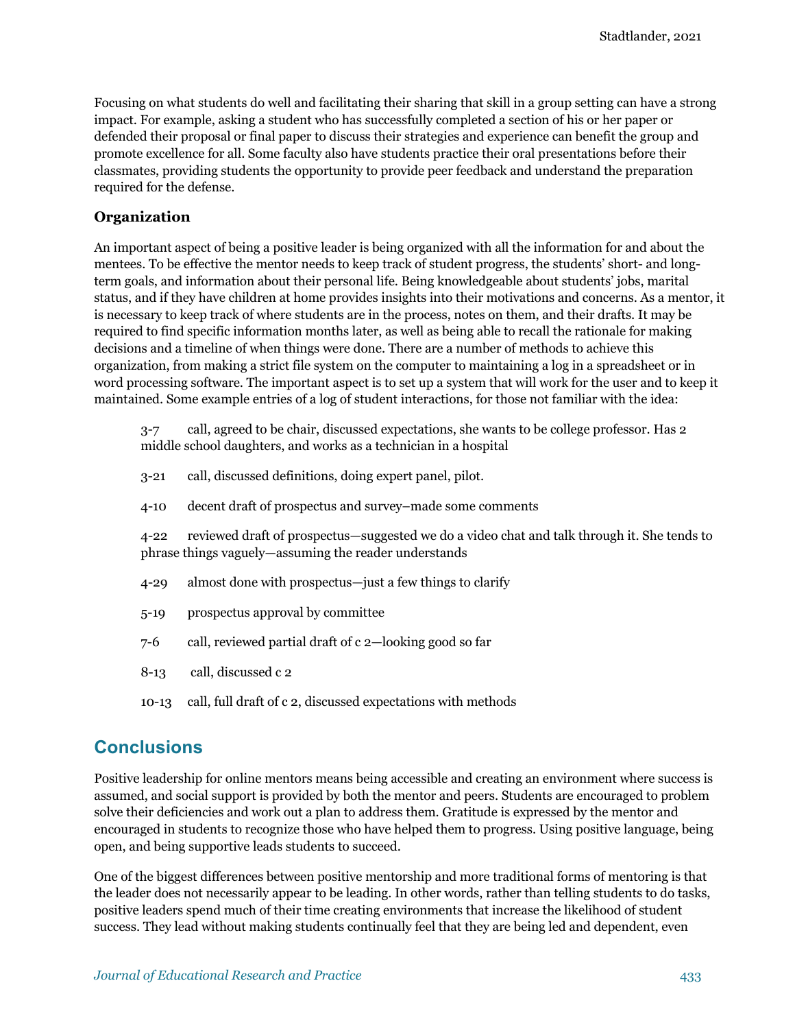Focusing on what students do well and facilitating their sharing that skill in a group setting can have a strong impact. For example, asking a student who has successfully completed a section of his or her paper or defended their proposal or final paper to discuss their strategies and experience can benefit the group and promote excellence for all. Some faculty also have students practice their oral presentations before their classmates, providing students the opportunity to provide peer feedback and understand the preparation required for the defense.

### Organization

An important aspect of being a positive leader is being organized with all the information for and about the mentees. To be effective the mentor needs to keep track of student progress, the students' short- and long-term goals, and information about their personal life. Being knowledgeable about students' jobs, marital status, and if they have children at home provides insights into their motivations and concerns. As a mentor, it is necessary to keep track of where students are in the process, notes on them, and their drafts. It may be required to find specific information months later, as well as being able to recall the rationale for making decisions and a timeline of when things were done. There are a number of methods to achieve this organization, from making a strict file system on the computer to maintaining a log in a spreadsheet or in word processing software. The important aspect is to set up a system that will work for the user and to keep it maintained. Some example entries of a log of student interactions, for those not familiar with the idea:

> 3-7 call, agreed to be chair, discussed expectations, she wants to be college professor. Has 2 middle school daughters, and works as a technician in a hospital
>
> 3-21 call, discussed definitions, doing expert panel, pilot.
>
> 4-10 decent draft of prospectus and survey–made some comments
>
> 4-22 reviewed draft of prospectus—suggested we do a video chat and talk through it. She tends to phrase things vaguely—assuming the reader understands
>
> 4-29 almost done with prospectus—just a few things to clarify
>
> 5-19 prospectus approval by committee
>
> 7-6 call, reviewed partial draft of c 2—looking good so far
>
> 8-13 call, discussed c 2
>
> 10-13 call, full draft of c 2, discussed expectations with methods

## Conclusions

Positive leadership for online mentors means being accessible and creating an environment where success is assumed, and social support is provided by both the mentor and peers. Students are encouraged to problem solve their deficiencies and work out a plan to address them. Gratitude is expressed by the mentor and encouraged in students to recognize those who have helped them to progress. Using positive language, being open, and being supportive leads students to succeed.

One of the biggest differences between positive mentorship and more traditional forms of mentoring is that the leader does not necessarily appear to be leading. In other words, rather than telling students to do tasks, positive leaders spend much of their time creating environments that increase the likelihood of student success. They lead without making students continually feel that they are being led and dependent, even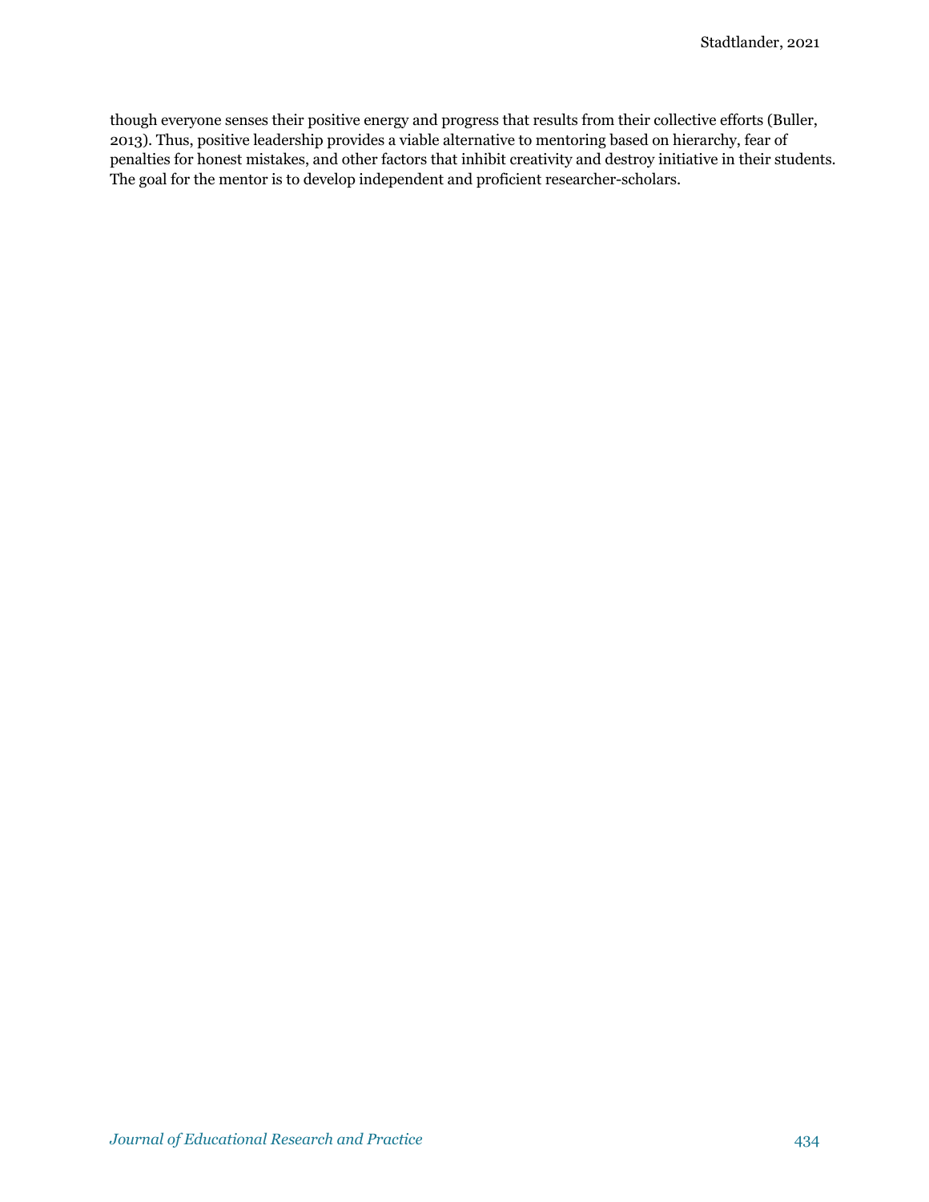though everyone senses their positive energy and progress that results from their collective efforts (Buller, 2013). Thus, positive leadership provides a viable alternative to mentoring based on hierarchy, fear of penalties for honest mistakes, and other factors that inhibit creativity and destroy initiative in their students. The goal for the mentor is to develop independent and proficient researcher-scholars.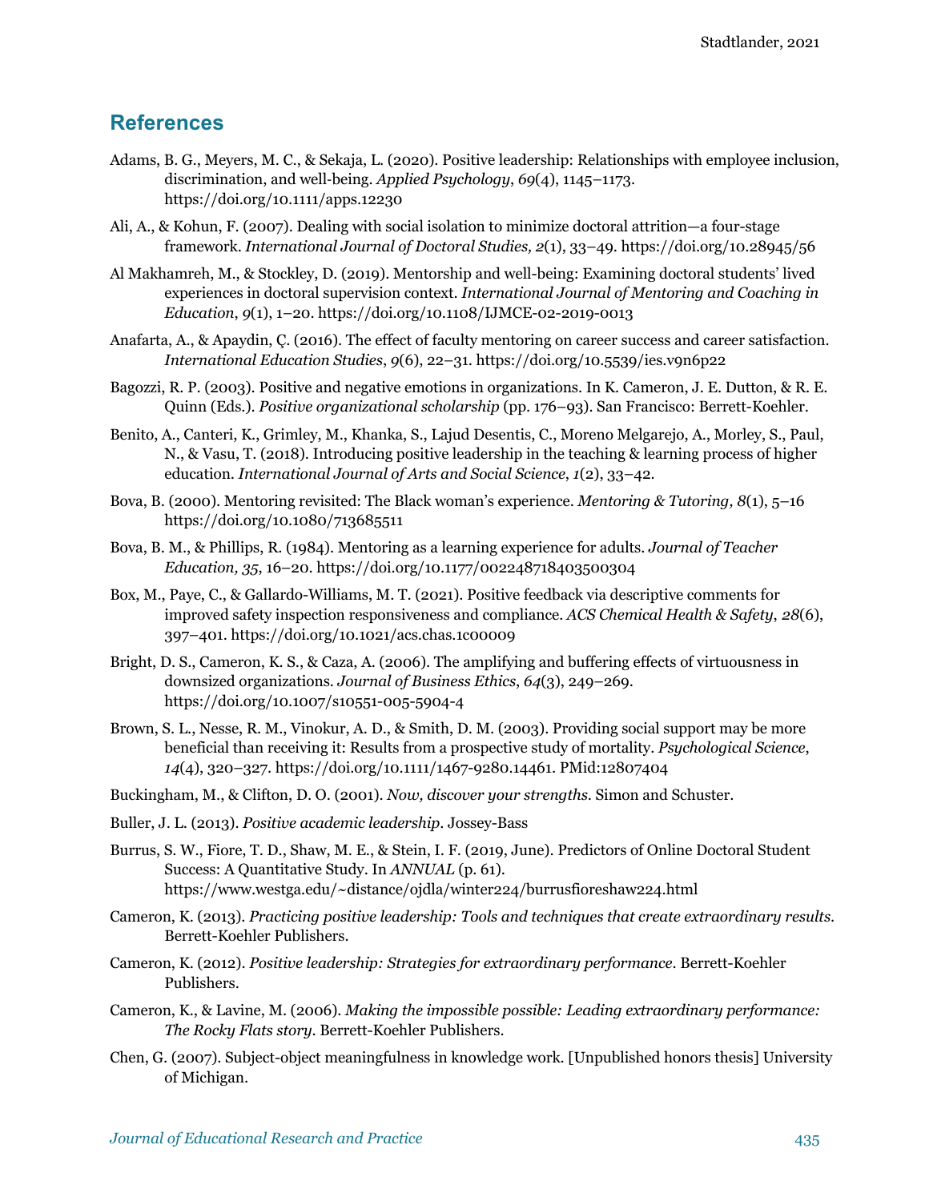## References

Adams, B. G., Meyers, M. C., & Sekaja, L. (2020). Positive leadership: Relationships with employee inclusion, discrimination, and well-being. *Applied Psychology*, *69*(4), 1145–1173. https://doi.org/10.1111/apps.12230

Ali, A., & Kohun, F. (2007). Dealing with social isolation to minimize doctoral attrition—a four-stage framework. *International Journal of Doctoral Studies, 2*(1), 33–49. https://doi.org/10.28945/56

Al Makhamreh, M., & Stockley, D. (2019). Mentorship and well-being: Examining doctoral students' lived experiences in doctoral supervision context. *International Journal of Mentoring and Coaching in Education*, *9*(1), 1–20. https://doi.org/10.1108/IJMCE-02-2019-0013

Anafarta, A., & Apaydin, Ç. (2016). The effect of faculty mentoring on career success and career satisfaction. *International Education Studies*, *9*(6), 22–31. https://doi.org/10.5539/ies.v9n6p22

Bagozzi, R. P. (2003). Positive and negative emotions in organizations. In K. Cameron, J. E. Dutton, & R. E. Quinn (Eds.). *Positive organizational scholarship* (pp. 176–93). San Francisco: Berrett-Koehler.

Benito, A., Canteri, K., Grimley, M., Khanka, S., Lajud Desentis, C., Moreno Melgarejo, A., Morley, S., Paul, N., & Vasu, T. (2018). Introducing positive leadership in the teaching & learning process of higher education. *International Journal of Arts and Social Science*, *1*(2), 33–42.

Bova, B. (2000). Mentoring revisited: The Black woman's experience. *Mentoring & Tutoring, 8*(1), 5–16 https://doi.org/10.1080/713685511

Bova, B. M., & Phillips, R. (1984). Mentoring as a learning experience for adults. *Journal of Teacher Education, 35*, 16–20. https://doi.org/10.1177/002248718403500304

Box, M., Paye, C., & Gallardo-Williams, M. T. (2021). Positive feedback via descriptive comments for improved safety inspection responsiveness and compliance. *ACS Chemical Health & Safety*, *28*(6), 397–401. https://doi.org/10.1021/acs.chas.1c00009

Bright, D. S., Cameron, K. S., & Caza, A. (2006). The amplifying and buffering effects of virtuousness in downsized organizations. *Journal of Business Ethics*, *64*(3), 249–269. https://doi.org/10.1007/s10551-005-5904-4

Brown, S. L., Nesse, R. M., Vinokur, A. D., & Smith, D. M. (2003). Providing social support may be more beneficial than receiving it: Results from a prospective study of mortality. *Psychological Science*, *14*(4), 320–327. https://doi.org/10.1111/1467-9280.14461. PMid:12807404

Buckingham, M., & Clifton, D. O. (2001). *Now, discover your strengths*. Simon and Schuster.

Buller, J. L. (2013). *Positive academic leadership*. Jossey-Bass

Burrus, S. W., Fiore, T. D., Shaw, M. E., & Stein, I. F. (2019, June). Predictors of Online Doctoral Student Success: A Quantitative Study. In *ANNUAL* (p. 61). https://www.westga.edu/~distance/ojdla/winter224/burrusfioreshaw224.html

Cameron, K. (2013). *Practicing positive leadership: Tools and techniques that create extraordinary results*. Berrett-Koehler Publishers.

Cameron, K. (2012). *Positive leadership: Strategies for extraordinary performance*. Berrett-Koehler Publishers.

Cameron, K., & Lavine, M. (2006). *Making the impossible possible: Leading extraordinary performance: The Rocky Flats story*. Berrett-Koehler Publishers.

Chen, G. (2007). Subject-object meaningfulness in knowledge work. [Unpublished honors thesis] University of Michigan.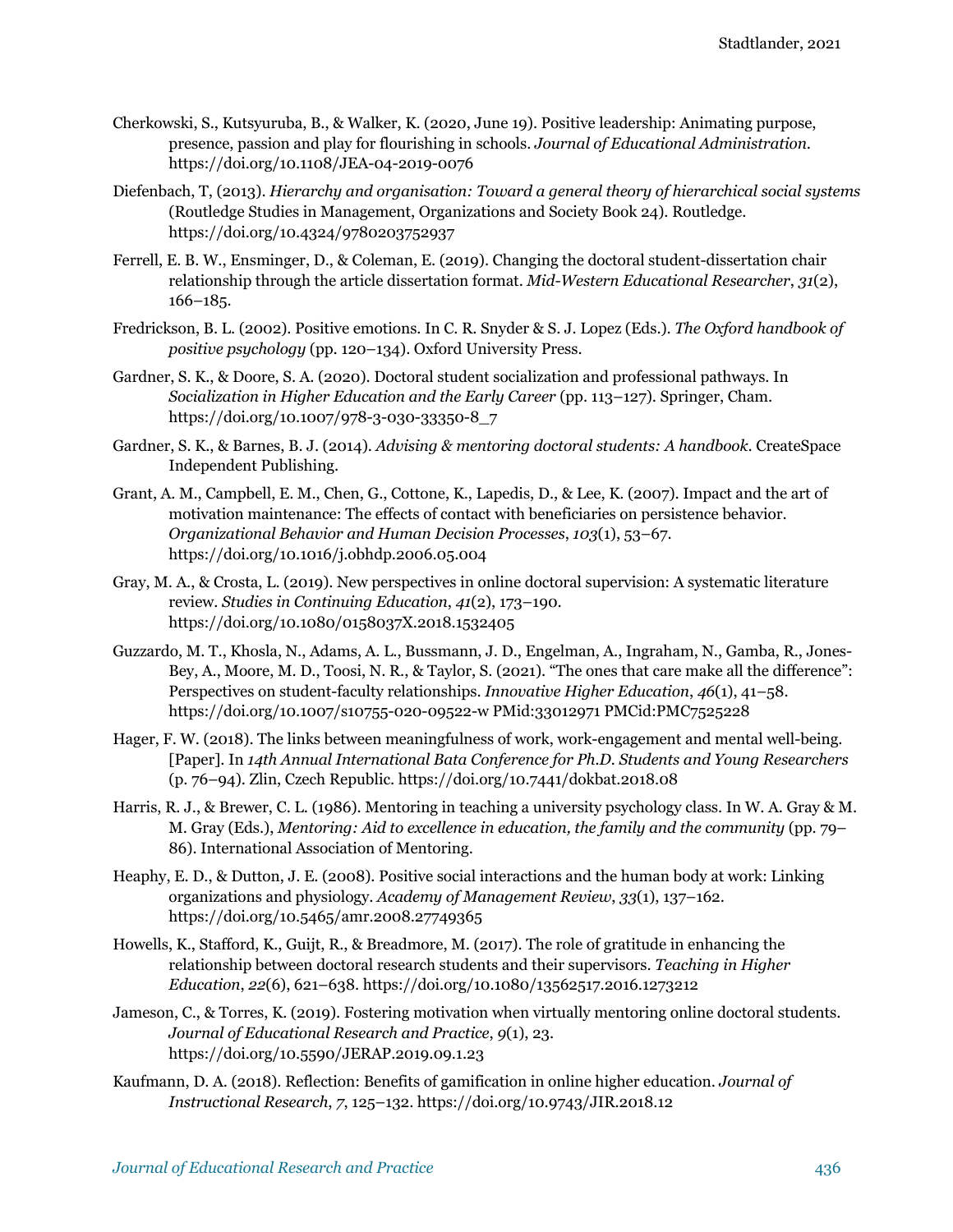Cherkowski, S., Kutsyuruba, B., & Walker, K. (2020, June 19). Positive leadership: Animating purpose, presence, passion and play for flourishing in schools. *Journal of Educational Administration*. https://doi.org/10.1108/JEA-04-2019-0076

Diefenbach, T, (2013). *Hierarchy and organisation: Toward a general theory of hierarchical social systems* (Routledge Studies in Management, Organizations and Society Book 24). Routledge. https://doi.org/10.4324/9780203752937

Ferrell, E. B. W., Ensminger, D., & Coleman, E. (2019). Changing the doctoral student-dissertation chair relationship through the article dissertation format. *Mid-Western Educational Researcher*, *31*(2), 166–185.

Fredrickson, B. L. (2002). Positive emotions. In C. R. Snyder & S. J. Lopez (Eds.). *The Oxford handbook of positive psychology* (pp. 120–134). Oxford University Press.

Gardner, S. K., & Doore, S. A. (2020). Doctoral student socialization and professional pathways. In *Socialization in Higher Education and the Early Career* (pp. 113–127). Springer, Cham. https://doi.org/10.1007/978-3-030-33350-8_7

Gardner, S. K., & Barnes, B. J. (2014). *Advising & mentoring doctoral students: A handbook*. CreateSpace Independent Publishing.

Grant, A. M., Campbell, E. M., Chen, G., Cottone, K., Lapedis, D., & Lee, K. (2007). Impact and the art of motivation maintenance: The effects of contact with beneficiaries on persistence behavior. *Organizational Behavior and Human Decision Processes*, *103*(1), 53–67. https://doi.org/10.1016/j.obhdp.2006.05.004

Gray, M. A., & Crosta, L. (2019). New perspectives in online doctoral supervision: A systematic literature review. *Studies in Continuing Education*, *41*(2), 173–190. https://doi.org/10.1080/0158037X.2018.1532405

Guzzardo, M. T., Khosla, N., Adams, A. L., Bussmann, J. D., Engelman, A., Ingraham, N., Gamba, R., Jones-Bey, A., Moore, M. D., Toosi, N. R., & Taylor, S. (2021). "The ones that care make all the difference": Perspectives on student-faculty relationships. *Innovative Higher Education*, *46*(1), 41–58. https://doi.org/10.1007/s10755-020-09522-w PMid:33012971 PMCid:PMC7525228

Hager, F. W. (2018). The links between meaningfulness of work, work-engagement and mental well-being. [Paper]. In *14th Annual International Bata Conference for Ph.D. Students and Young Researchers* (p. 76–94). Zlin, Czech Republic. https://doi.org/10.7441/dokbat.2018.08

Harris, R. J., & Brewer, C. L. (1986). Mentoring in teaching a university psychology class. In W. A. Gray & M. M. Gray (Eds.), *Mentoring: Aid to excellence in education, the family and the community* (pp. 79–86). International Association of Mentoring.

Heaphy, E. D., & Dutton, J. E. (2008). Positive social interactions and the human body at work: Linking organizations and physiology. *Academy of Management Review*, *33*(1), 137–162. https://doi.org/10.5465/amr.2008.27749365

Howells, K., Stafford, K., Guijt, R., & Breadmore, M. (2017). The role of gratitude in enhancing the relationship between doctoral research students and their supervisors. *Teaching in Higher Education*, *22*(6), 621–638. https://doi.org/10.1080/13562517.2016.1273212

Jameson, C., & Torres, K. (2019). Fostering motivation when virtually mentoring online doctoral students. *Journal of Educational Research and Practice*, *9*(1), 23. https://doi.org/10.5590/JERAP.2019.09.1.23

Kaufmann, D. A. (2018). Reflection: Benefits of gamification in online higher education. *Journal of Instructional Research*, *7*, 125–132. https://doi.org/10.9743/JIR.2018.12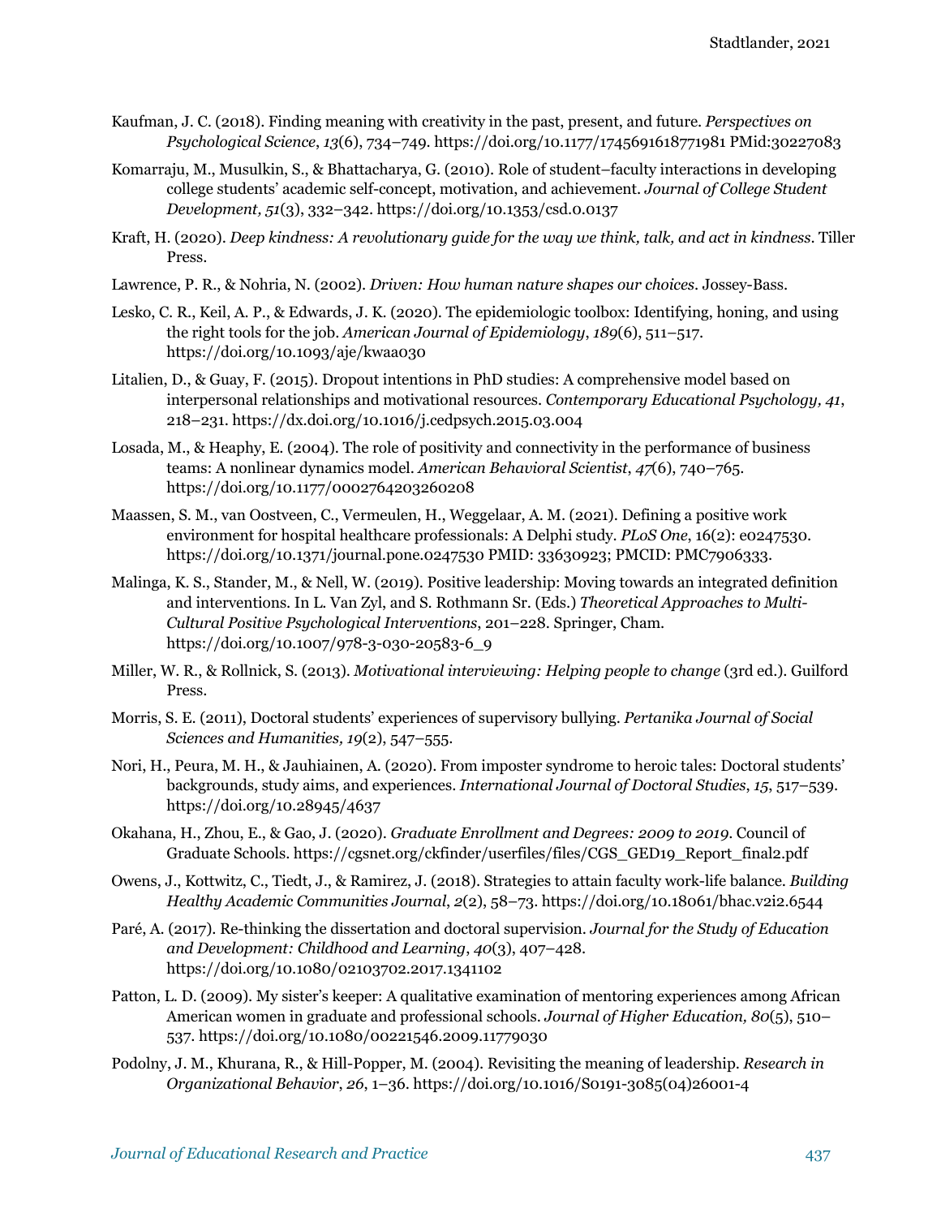Kaufman, J. C. (2018). Finding meaning with creativity in the past, present, and future. *Perspectives on Psychological Science*, *13*(6), 734–749. https://doi.org/10.1177/1745691618771981 PMid:30227083

Komarraju, M., Musulkin, S., & Bhattacharya, G. (2010). Role of student–faculty interactions in developing college students' academic self-concept, motivation, and achievement. *Journal of College Student Development, 51*(3), 332–342. https://doi.org/10.1353/csd.0.0137

Kraft, H. (2020). *Deep kindness: A revolutionary guide for the way we think, talk, and act in kindness*. Tiller Press.

Lawrence, P. R., & Nohria, N. (2002). *Driven: How human nature shapes our choices*. Jossey-Bass.

Lesko, C. R., Keil, A. P., & Edwards, J. K. (2020). The epidemiologic toolbox: Identifying, honing, and using the right tools for the job. *American Journal of Epidemiology*, *189*(6), 511–517. https://doi.org/10.1093/aje/kwaa030

Litalien, D., & Guay, F. (2015). Dropout intentions in PhD studies: A comprehensive model based on interpersonal relationships and motivational resources. *Contemporary Educational Psychology, 41*, 218–231. https://dx.doi.org/10.1016/j.cedpsych.2015.03.004

Losada, M., & Heaphy, E. (2004). The role of positivity and connectivity in the performance of business teams: A nonlinear dynamics model. *American Behavioral Scientist*, *47*(6), 740–765. https://doi.org/10.1177/0002764203260208

Maassen, S. M., van Oostveen, C., Vermeulen, H., Weggelaar, A. M. (2021). Defining a positive work environment for hospital healthcare professionals: A Delphi study. *PLoS One*, 16(2): e0247530. https://doi.org/10.1371/journal.pone.0247530 PMID: 33630923; PMCID: PMC7906333.

Malinga, K. S., Stander, M., & Nell, W. (2019). Positive leadership: Moving towards an integrated definition and interventions. In L. Van Zyl, and S. Rothmann Sr. (Eds.) *Theoretical Approaches to Multi-Cultural Positive Psychological Interventions*, 201–228. Springer, Cham. https://doi.org/10.1007/978-3-030-20583-6_9

Miller, W. R., & Rollnick, S. (2013). *Motivational interviewing: Helping people to change* (3rd ed.). Guilford Press.

Morris, S. E. (2011), Doctoral students' experiences of supervisory bullying. *Pertanika Journal of Social Sciences and Humanities, 19*(2), 547–555.

Nori, H., Peura, M. H., & Jauhiainen, A. (2020). From imposter syndrome to heroic tales: Doctoral students' backgrounds, study aims, and experiences. *International Journal of Doctoral Studies*, *15*, 517–539. https://doi.org/10.28945/4637

Okahana, H., Zhou, E., & Gao, J. (2020). *Graduate Enrollment and Degrees: 2009 to 2019*. Council of Graduate Schools. https://cgsnet.org/ckfinder/userfiles/files/CGS_GED19_Report_final2.pdf

Owens, J., Kottwitz, C., Tiedt, J., & Ramirez, J. (2018). Strategies to attain faculty work-life balance. *Building Healthy Academic Communities Journal*, *2*(2), 58–73. https://doi.org/10.18061/bhac.v2i2.6544

Paré, A. (2017). Re-thinking the dissertation and doctoral supervision. *Journal for the Study of Education and Development: Childhood and Learning*, *40*(3), 407–428. https://doi.org/10.1080/02103702.2017.1341102

Patton, L. D. (2009). My sister's keeper: A qualitative examination of mentoring experiences among African American women in graduate and professional schools. *Journal of Higher Education, 80*(5), 510–537. https://doi.org/10.1080/00221546.2009.11779030

Podolny, J. M., Khurana, R., & Hill-Popper, M. (2004). Revisiting the meaning of leadership. *Research in Organizational Behavior*, *26*, 1–36. https://doi.org/10.1016/S0191-3085(04)26001-4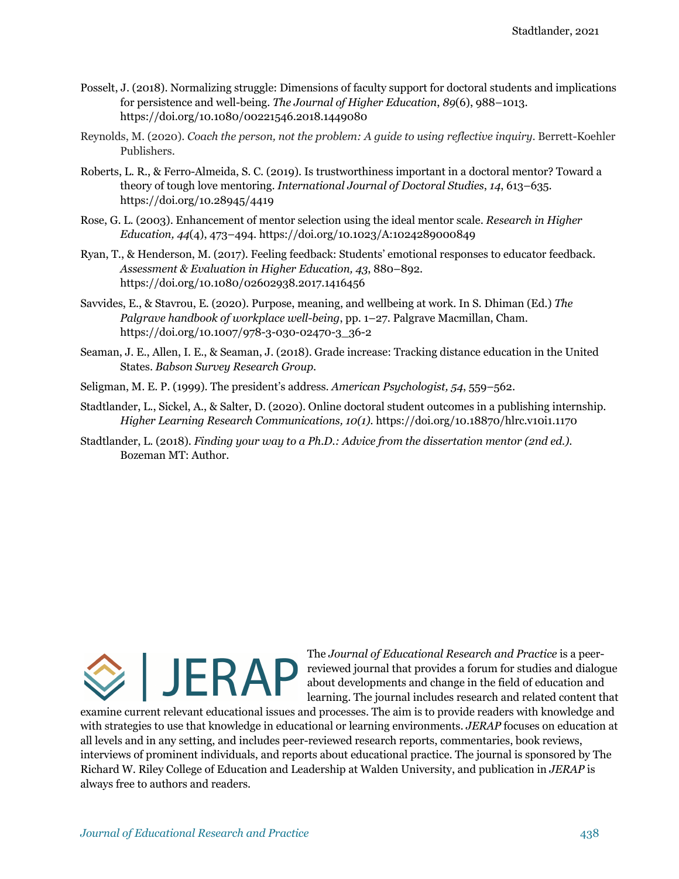Posselt, J. (2018). Normalizing struggle: Dimensions of faculty support for doctoral students and implications for persistence and well-being. *The Journal of Higher Education*, *89*(6), 988–1013. https://doi.org/10.1080/00221546.2018.1449080

Reynolds, M. (2020). *Coach the person, not the problem: A guide to using reflective inquiry*. Berrett-Koehler Publishers.

Roberts, L. R., & Ferro-Almeida, S. C. (2019). Is trustworthiness important in a doctoral mentor? Toward a theory of tough love mentoring. *International Journal of Doctoral Studies*, *14*, 613–635. https://doi.org/10.28945/4419

Rose, G. L. (2003). Enhancement of mentor selection using the ideal mentor scale. *Research in Higher Education, 44*(4), 473–494. https://doi.org/10.1023/A:1024289000849

Ryan, T., & Henderson, M. (2017). Feeling feedback: Students' emotional responses to educator feedback. *Assessment & Evaluation in Higher Education, 43*, 880–892. https://doi.org/10.1080/02602938.2017.1416456

Savvides, E., & Stavrou, E. (2020). Purpose, meaning, and wellbeing at work. In S. Dhiman (Ed.) *The Palgrave handbook of workplace well-being*, pp. 1–27. Palgrave Macmillan, Cham. https://doi.org/10.1007/978-3-030-02470-3_36-2

Seaman, J. E., Allen, I. E., & Seaman, J. (2018). Grade increase: Tracking distance education in the United States. *Babson Survey Research Group*.

Seligman, M. E. P. (1999). The president's address. *American Psychologist, 54*, 559–562.

Stadtlander, L., Sickel, A., & Salter, D. (2020). Online doctoral student outcomes in a publishing internship. *Higher Learning Research Communications, 10(1)*. https://doi.org/10.18870/hlrc.v10i1.1170

Stadtlander, L. (2018). *Finding your way to a Ph.D.: Advice from the dissertation mentor (2nd ed.)*. Bozeman MT: Author.

JERAP

The *Journal of Educational Research and Practice* is a peer-reviewed journal that provides a forum for studies and dialogue about developments and change in the field of education and learning. The journal includes research and related content that examine current relevant educational issues and processes. The aim is to provide readers with knowledge and with strategies to use that knowledge in educational or learning environments. *JERAP* focuses on education at all levels and in any setting, and includes peer-reviewed research reports, commentaries, book reviews, interviews of prominent individuals, and reports about educational practice. The journal is sponsored by The Richard W. Riley College of Education and Leadership at Walden University, and publication in *JERAP* is always free to authors and readers.